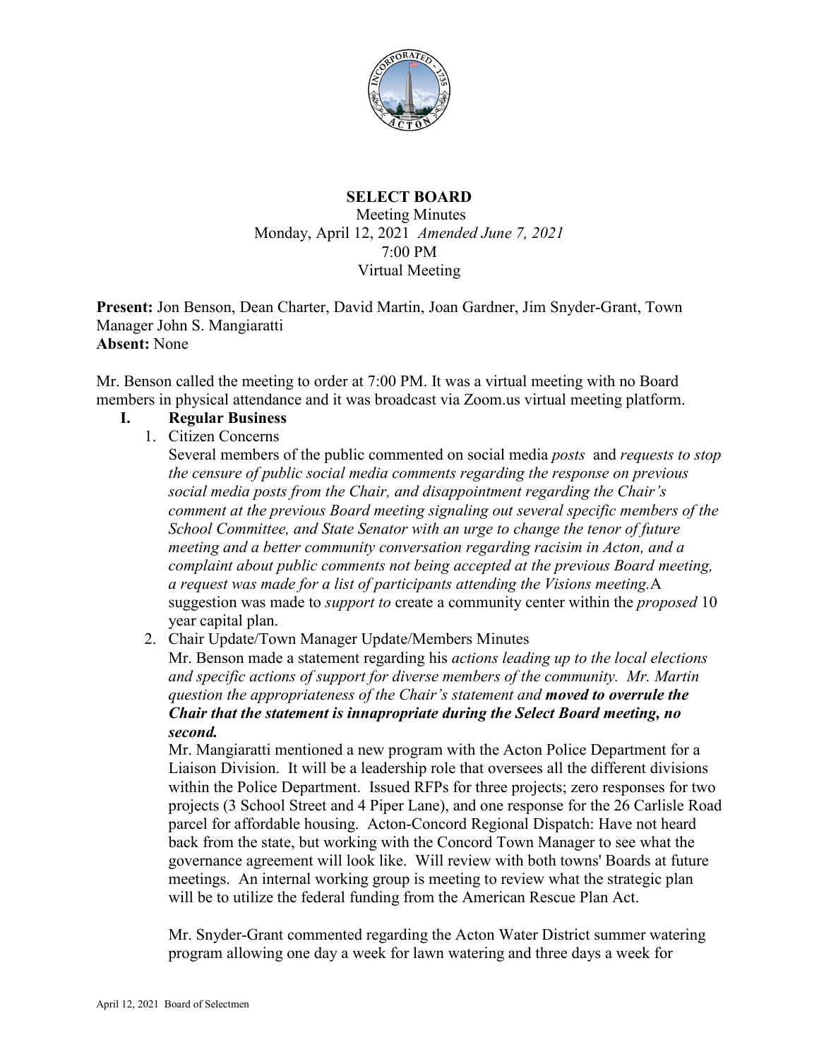# SELECT BOARD

Meeting Minutes
Monday, April 12, 2021 *Amended June 7, 2021*
7:00 PM
Virtual Meeting

**Present:** Jon Benson, Dean Charter, David Martin, Joan Gardner, Jim Snyder-Grant, Town Manager John S. Mangiaratti
**Absent:** None

Mr. Benson called the meeting to order at 7:00 PM. It was a virtual meeting with no Board members in physical attendance and it was broadcast via Zoom.us virtual meeting platform.

## I. Regular Business

1. Citizen Concerns

   Several members of the public commented on social media *posts* and *requests to stop the censure of public social media comments regarding the response on previous social media posts from the Chair, and disappointment regarding the Chair's comment at the previous Board meeting signaling out several specific members of the School Committee, and State Senator with an urge to change the tenor of future meeting and a better community conversation regarding racisim in Acton, and a complaint about public comments not being accepted at the previous Board meeting, a request was made for a list of participants attending the Visions meeting.*A suggestion was made to *support to* create a community center within the *proposed* 10 year capital plan.

2. Chair Update/Town Manager Update/Members Minutes

   Mr. Benson made a statement regarding his *actions leading up to the local elections and specific actions of support for diverse members of the community. Mr. Martin question the appropriateness of the Chair's statement and* ***moved to overrule the Chair that the statement is innapropriate during the Select Board meeting, no second.***

   Mr. Mangiaratti mentioned a new program with the Acton Police Department for a Liaison Division. It will be a leadership role that oversees all the different divisions within the Police Department. Issued RFPs for three projects; zero responses for two projects (3 School Street and 4 Piper Lane), and one response for the 26 Carlisle Road parcel for affordable housing. Acton-Concord Regional Dispatch: Have not heard back from the state, but working with the Concord Town Manager to see what the governance agreement will look like. Will review with both towns' Boards at future meetings. An internal working group is meeting to review what the strategic plan will be to utilize the federal funding from the American Rescue Plan Act.

   Mr. Snyder-Grant commented regarding the Acton Water District summer watering program allowing one day a week for lawn watering and three days a week for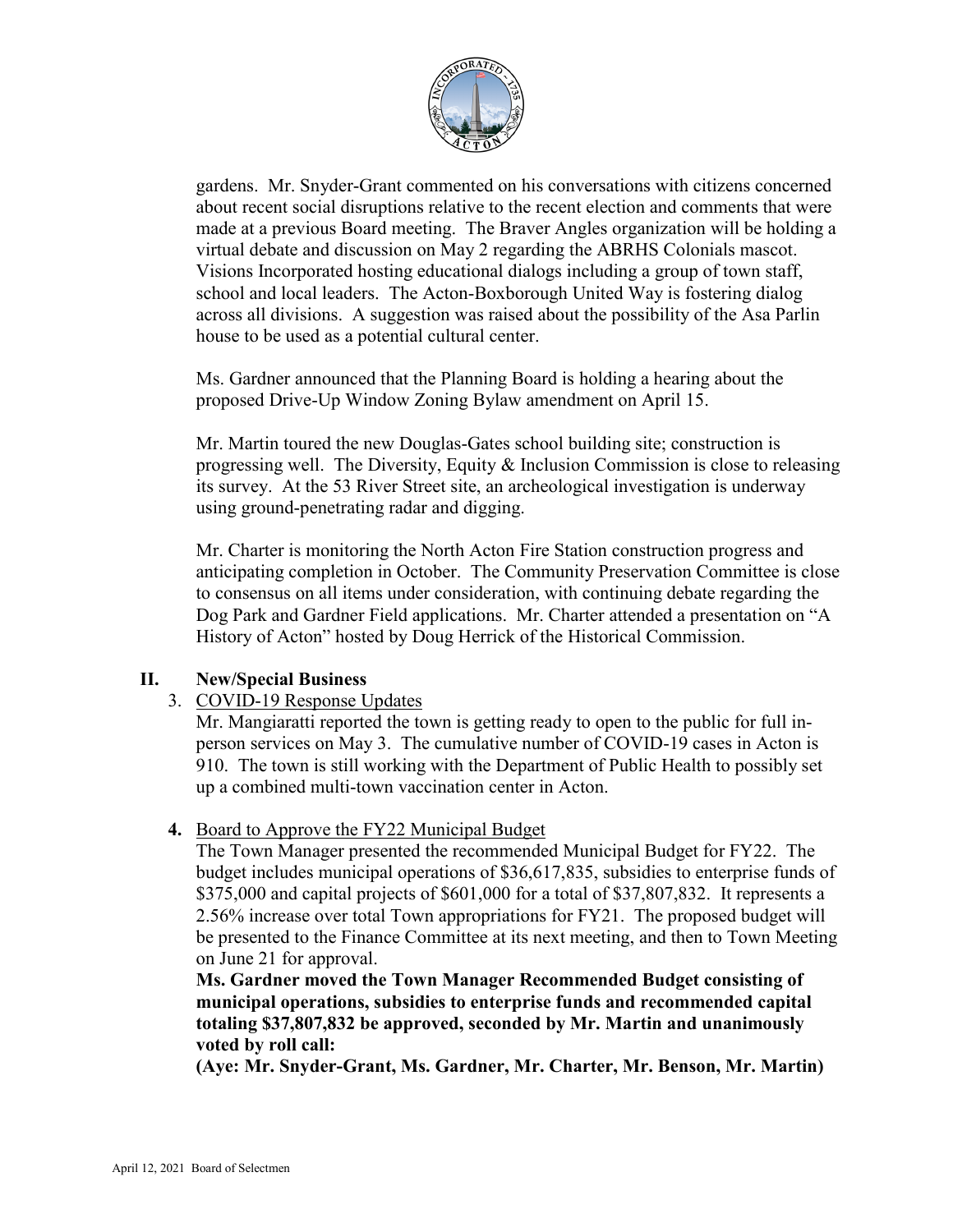gardens. Mr. Snyder-Grant commented on his conversations with citizens concerned about recent social disruptions relative to the recent election and comments that were made at a previous Board meeting. The Braver Angles organization will be holding a virtual debate and discussion on May 2 regarding the ABRHS Colonials mascot. Visions Incorporated hosting educational dialogs including a group of town staff, school and local leaders. The Acton-Boxborough United Way is fostering dialog across all divisions. A suggestion was raised about the possibility of the Asa Parlin house to be used as a potential cultural center.

Ms. Gardner announced that the Planning Board is holding a hearing about the proposed Drive-Up Window Zoning Bylaw amendment on April 15.

Mr. Martin toured the new Douglas-Gates school building site; construction is progressing well. The Diversity, Equity & Inclusion Commission is close to releasing its survey. At the 53 River Street site, an archeological investigation is underway using ground-penetrating radar and digging.

Mr. Charter is monitoring the North Acton Fire Station construction progress and anticipating completion in October. The Community Preservation Committee is close to consensus on all items under consideration, with continuing debate regarding the Dog Park and Gardner Field applications. Mr. Charter attended a presentation on "A History of Acton" hosted by Doug Herrick of the Historical Commission.

## II. New/Special Business

3. COVID-19 Response Updates

Mr. Mangiaratti reported the town is getting ready to open to the public for full in-person services on May 3. The cumulative number of COVID-19 cases in Acton is 910. The town is still working with the Department of Public Health to possibly set up a combined multi-town vaccination center in Acton.

**4.** Board to Approve the FY22 Municipal Budget

The Town Manager presented the recommended Municipal Budget for FY22. The budget includes municipal operations of $36,617,835, subsidies to enterprise funds of $375,000 and capital projects of $601,000 for a total of $37,807,832. It represents a 2.56% increase over total Town appropriations for FY21. The proposed budget will be presented to the Finance Committee at its next meeting, and then to Town Meeting on June 21 for approval.

**Ms. Gardner moved the Town Manager Recommended Budget consisting of municipal operations, subsidies to enterprise funds and recommended capital totaling $37,807,832 be approved, seconded by Mr. Martin and unanimously voted by roll call:**

**(Aye: Mr. Snyder-Grant, Ms. Gardner, Mr. Charter, Mr. Benson, Mr. Martin)**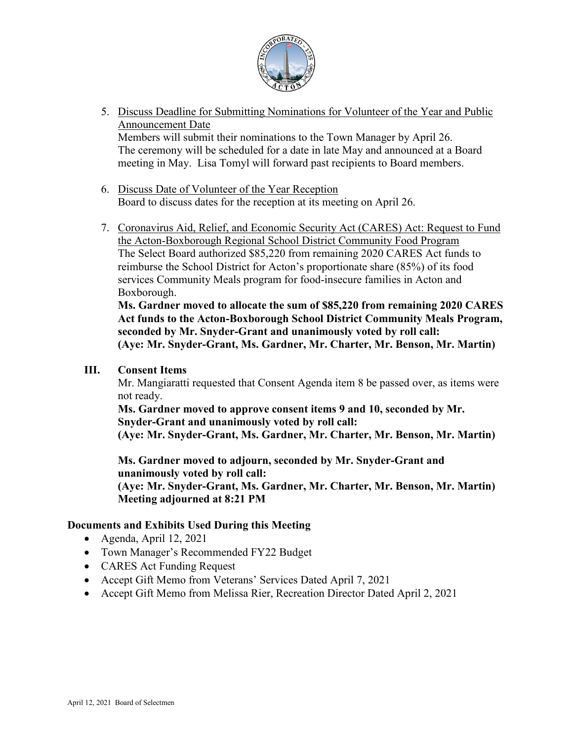5. Discuss Deadline for Submitting Nominations for Volunteer of the Year and Public Announcement Date
   Members will submit their nominations to the Town Manager by April 26.
   The ceremony will be scheduled for a date in late May and announced at a Board meeting in May. Lisa Tomyl will forward past recipients to Board members.

6. Discuss Date of Volunteer of the Year Reception
   Board to discuss dates for the reception at its meeting on April 26.

7. Coronavirus Aid, Relief, and Economic Security Act (CARES) Act: Request to Fund the Acton-Boxborough Regional School District Community Food Program
   The Select Board authorized $85,220 from remaining 2020 CARES Act funds to reimburse the School District for Acton's proportionate share (85%) of its food services Community Meals program for food-insecure families in Acton and Boxborough.
   **Ms. Gardner moved to allocate the sum of $85,220 from remaining 2020 CARES Act funds to the Acton-Boxborough School District Community Meals Program, seconded by Mr. Snyder-Grant and unanimously voted by roll call:**
   **(Aye: Mr. Snyder-Grant, Ms. Gardner, Mr. Charter, Mr. Benson, Mr. Martin)**

## III. Consent Items

Mr. Mangiaratti requested that Consent Agenda item 8 be passed over, as items were not ready.

**Ms. Gardner moved to approve consent items 9 and 10, seconded by Mr. Snyder-Grant and unanimously voted by roll call:**
**(Aye: Mr. Snyder-Grant, Ms. Gardner, Mr. Charter, Mr. Benson, Mr. Martin)**

**Ms. Gardner moved to adjourn, seconded by Mr. Snyder-Grant and unanimously voted by roll call:**
**(Aye: Mr. Snyder-Grant, Ms. Gardner, Mr. Charter, Mr. Benson, Mr. Martin)**
**Meeting adjourned at 8:21 PM**

## Documents and Exhibits Used During this Meeting

- Agenda, April 12, 2021
- Town Manager's Recommended FY22 Budget
- CARES Act Funding Request
- Accept Gift Memo from Veterans' Services Dated April 7, 2021
- Accept Gift Memo from Melissa Rier, Recreation Director Dated April 2, 2021